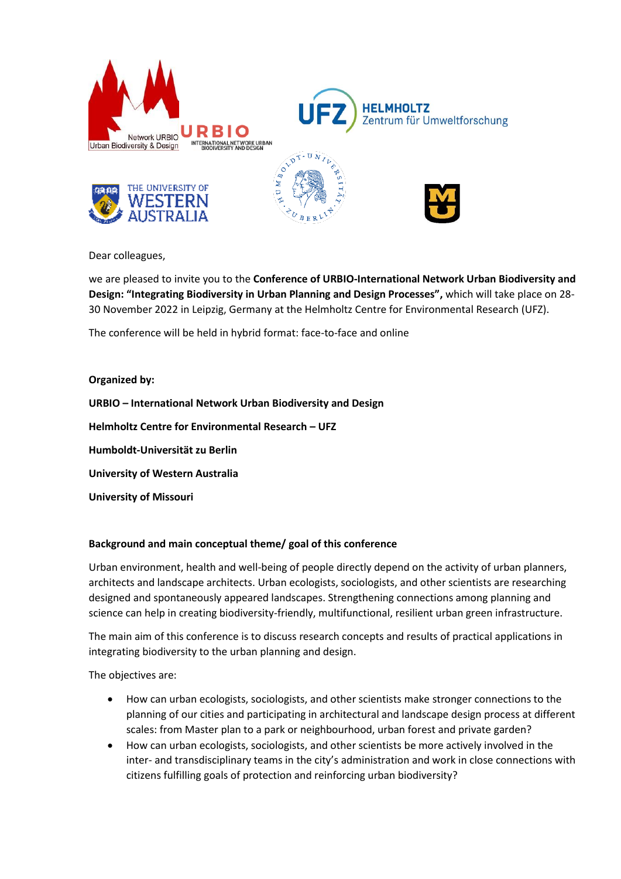Dear colleagues,

we are pleased to invite you to the **Conference of URBIO-International Network Urban Biodiversity and Design: "Integrating Biodiversity in Urban Planning and Design Processes",** which will take place on 28-30 November 2022 in Leipzig, Germany at the Helmholtz Centre for Environmental Research (UFZ).

The conference will be held in hybrid format: face-to-face and online

**Organized by:**

**URBIO – International Network Urban Biodiversity and Design**

**Helmholtz Centre for Environmental Research – UFZ**

**Humboldt-Universität zu Berlin**

**University of Western Australia**

**University of Missouri**

**Background and main conceptual theme/ goal of this conference**

Urban environment, health and well-being of people directly depend on the activity of urban planners, architects and landscape architects. Urban ecologists, sociologists, and other scientists are researching designed and spontaneously appeared landscapes. Strengthening connections among planning and science can help in creating biodiversity-friendly, multifunctional, resilient urban green infrastructure.

The main aim of this conference is to discuss research concepts and results of practical applications in integrating biodiversity to the urban planning and design.

The objectives are:

- How can urban ecologists, sociologists, and other scientists make stronger connections to the planning of our cities and participating in architectural and landscape design process at different scales: from Master plan to a park or neighbourhood, urban forest and private garden?
- How can urban ecologists, sociologists, and other scientists be more actively involved in the inter- and transdisciplinary teams in the city's administration and work in close connections with citizens fulfilling goals of protection and reinforcing urban biodiversity?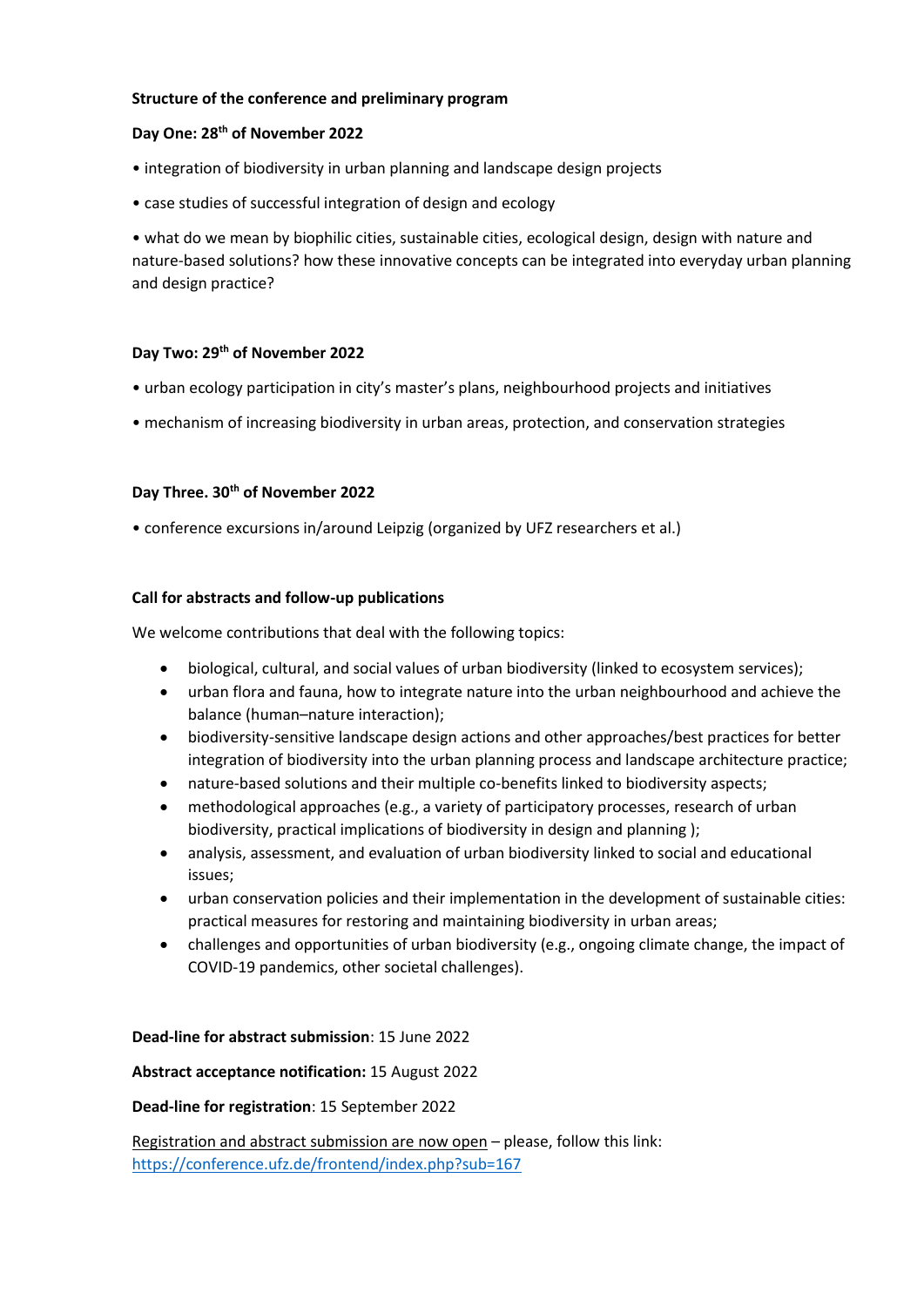**Structure of the conference and preliminary program**

**Day One: 28th of November 2022**

- integration of biodiversity in urban planning and landscape design projects
- case studies of successful integration of design and ecology
- what do we mean by biophilic cities, sustainable cities, ecological design, design with nature and nature-based solutions? how these innovative concepts can be integrated into everyday urban planning and design practice?

**Day Two: 29th of November 2022**

- urban ecology participation in city's master's plans, neighbourhood projects and initiatives
- mechanism of increasing biodiversity in urban areas, protection, and conservation strategies

**Day Three. 30th of November 2022**

- conference excursions in/around Leipzig (organized by UFZ researchers et al.)

**Call for abstracts and follow-up publications**

We welcome contributions that deal with the following topics:

- biological, cultural, and social values of urban biodiversity (linked to ecosystem services);
- urban flora and fauna, how to integrate nature into the urban neighbourhood and achieve the balance (human–nature interaction);
- biodiversity-sensitive landscape design actions and other approaches/best practices for better integration of biodiversity into the urban planning process and landscape architecture practice;
- nature-based solutions and their multiple co-benefits linked to biodiversity aspects;
- methodological approaches (e.g., a variety of participatory processes, research of urban biodiversity, practical implications of biodiversity in design and planning );
- analysis, assessment, and evaluation of urban biodiversity linked to social and educational issues;
- urban conservation policies and their implementation in the development of sustainable cities: practical measures for restoring and maintaining biodiversity in urban areas;
- challenges and opportunities of urban biodiversity (e.g., ongoing climate change, the impact of COVID-19 pandemics, other societal challenges).

**Dead-line for abstract submission**: 15 June 2022

**Abstract acceptance notification:** 15 August 2022

**Dead-line for registration**: 15 September 2022

Registration and abstract submission are now open – please, follow this link: https://conference.ufz.de/frontend/index.php?sub=167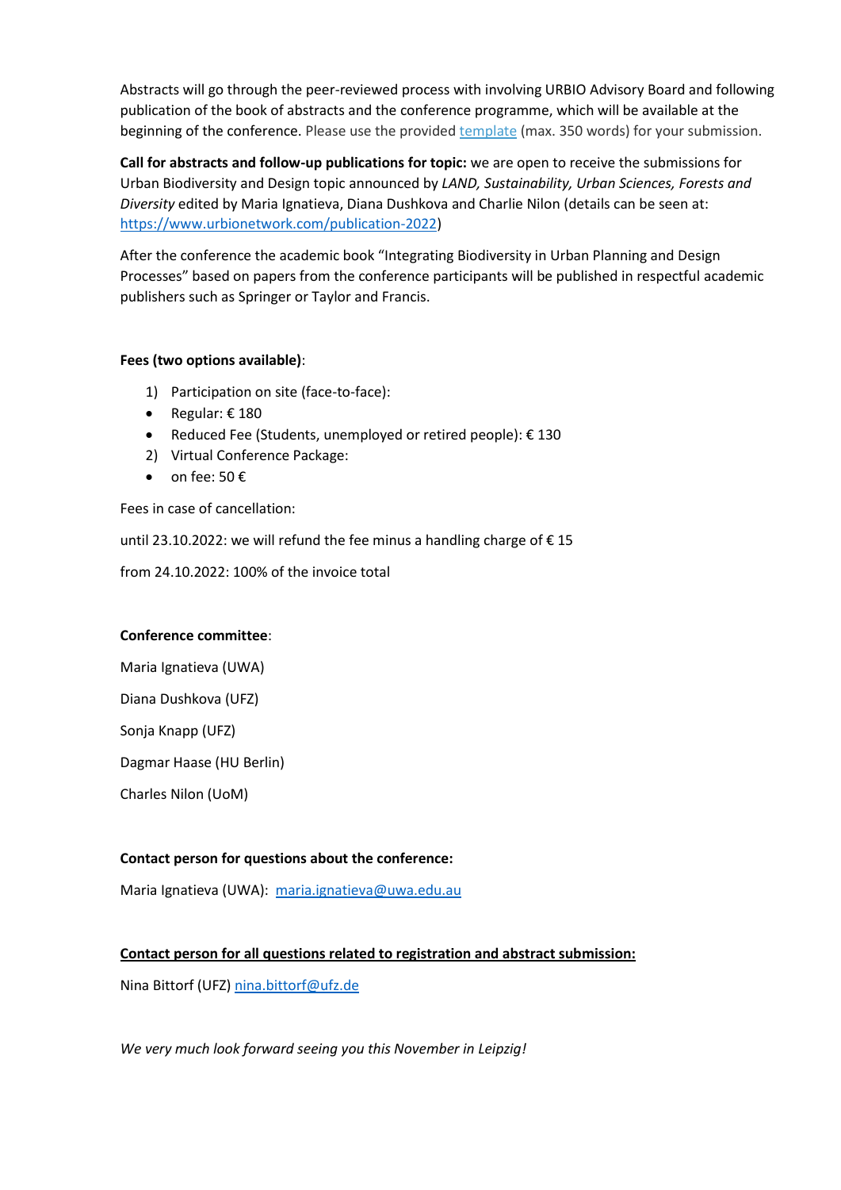Abstracts will go through the peer-reviewed process with involving URBIO Advisory Board and following publication of the book of abstracts and the conference programme, which will be available at the beginning of the conference. Please use the provided template (max. 350 words) for your submission.

**Call for abstracts and follow-up publications for topic:** we are open to receive the submissions for Urban Biodiversity and Design topic announced by *LAND, Sustainability, Urban Sciences, Forests and Diversity* edited by Maria Ignatieva, Diana Dushkova and Charlie Nilon (details can be seen at: https://www.urbionetwork.com/publication-2022)

After the conference the academic book "Integrating Biodiversity in Urban Planning and Design Processes" based on papers from the conference participants will be published in respectful academic publishers such as Springer or Taylor and Francis.

**Fees (two options available)**:

1) Participation on site (face-to-face):
- Regular: € 180
- Reduced Fee (Students, unemployed or retired people): € 130

2) Virtual Conference Package:
- on fee: 50 €

Fees in case of cancellation:

until 23.10.2022: we will refund the fee minus a handling charge of € 15

from 24.10.2022: 100% of the invoice total

**Conference committee**:

Maria Ignatieva (UWA)

Diana Dushkova (UFZ)

Sonja Knapp (UFZ)

Dagmar Haase (HU Berlin)

Charles Nilon (UoM)

**Contact person for questions about the conference:**

Maria Ignatieva (UWA): maria.ignatieva@uwa.edu.au

**Contact person for all questions related to registration and abstract submission:**

Nina Bittorf (UFZ) nina.bittorf@ufz.de

*We very much look forward seeing you this November in Leipzig!*